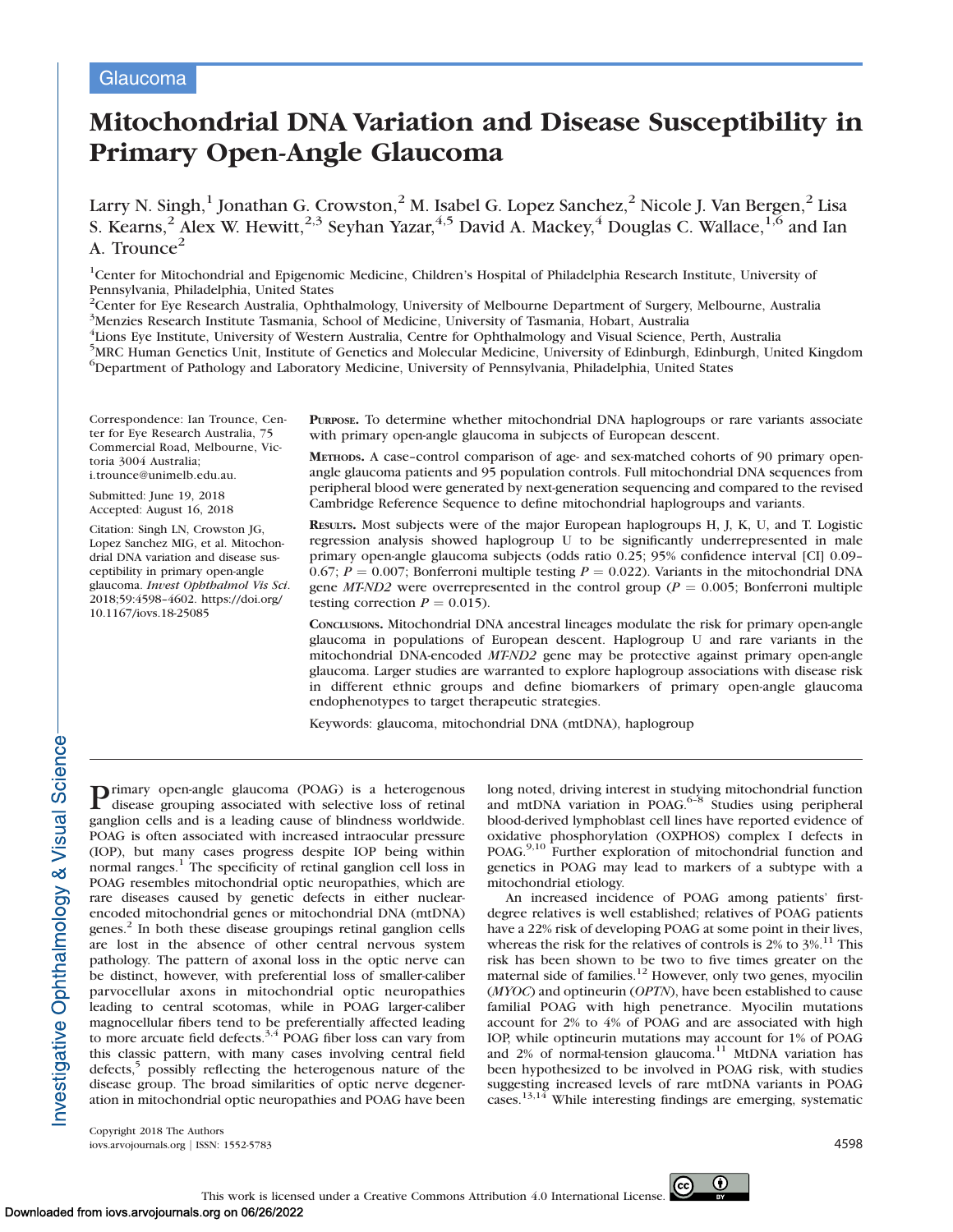Glaucoma

# Mitochondrial DNA Variation and Disease Susceptibility in Primary Open-Angle Glaucoma

Larry N. Singh,[1] Jonathan G. Crowston,[2] M. Isabel G. Lopez Sanchez,[2] Nicole J. Van Bergen,[2] Lisa S. Kearns,[2] Alex W. Hewitt,[2,3] Seyhan Yazar,[4,5] David A. Mackey,[4] Douglas C. Wallace,[1,6] and Ian A. Trounce[2]

[1]Center for Mitochondrial and Epigenomic Medicine, Children's Hospital of Philadelphia Research Institute, University of Pennsylvania, Philadelphia, United States
[2]Center for Eye Research Australia, Ophthalmology, University of Melbourne Department of Surgery, Melbourne, Australia
[3]Menzies Research Institute Tasmania, School of Medicine, University of Tasmania, Hobart, Australia
[4]Lions Eye Institute, University of Western Australia, Centre for Ophthalmology and Visual Science, Perth, Australia
[5]MRC Human Genetics Unit, Institute of Genetics and Molecular Medicine, University of Edinburgh, Edinburgh, United Kingdom
[6]Department of Pathology and Laboratory Medicine, University of Pennsylvania, Philadelphia, United States

Correspondence: Ian Trounce, Center for Eye Research Australia, 75 Commercial Road, Melbourne, Victoria 3004 Australia; i.trounce@unimelb.edu.au.

Submitted: June 19, 2018
Accepted: August 16, 2018

Citation: Singh LN, Crowston JG, Lopez Sanchez MIG, et al. Mitochondrial DNA variation and disease susceptibility in primary open-angle glaucoma. *Invest Ophthalmol Vis Sci.* 2018;59:4598–4602. https://doi.org/10.1167/iovs.18-25085

**PURPOSE.** To determine whether mitochondrial DNA haplogroups or rare variants associate with primary open-angle glaucoma in subjects of European descent.

**METHODS.** A case–control comparison of age- and sex-matched cohorts of 90 primary open-angle glaucoma patients and 95 population controls. Full mitochondrial DNA sequences from peripheral blood were generated by next-generation sequencing and compared to the revised Cambridge Reference Sequence to define mitochondrial haplogroups and variants.

**RESULTS.** Most subjects were of the major European haplogroups H, J, K, U, and T. Logistic regression analysis showed haplogroup U to be significantly underrepresented in male primary open-angle glaucoma subjects (odds ratio 0.25; 95% confidence interval [CI] 0.09–0.67; $P = 0.007$; Bonferroni multiple testing $P = 0.022$). Variants in the mitochondrial DNA gene *MT-ND2* were overrepresented in the control group ($P = 0.005$; Bonferroni multiple testing correction $P = 0.015$).

**CONCLUSIONS.** Mitochondrial DNA ancestral lineages modulate the risk for primary open-angle glaucoma in populations of European descent. Haplogroup U and rare variants in the mitochondrial DNA-encoded *MT-ND2* gene may be protective against primary open-angle glaucoma. Larger studies are warranted to explore haplogroup associations with disease risk in different ethnic groups and define biomarkers of primary open-angle glaucoma endophenotypes to target therapeutic strategies.

Keywords: glaucoma, mitochondrial DNA (mtDNA), haplogroup

Primary open-angle glaucoma (POAG) is a heterogenous disease grouping associated with selective loss of retinal ganglion cells and is a leading cause of blindness worldwide. POAG is often associated with increased intraocular pressure (IOP), but many cases progress despite IOP being within normal ranges.[1] The specificity of retinal ganglion cell loss in POAG resembles mitochondrial optic neuropathies, which are rare diseases caused by genetic defects in either nuclear-encoded mitochondrial genes or mitochondrial DNA (mtDNA) genes.[2] In both these disease groupings retinal ganglion cells are lost in the absence of other central nervous system pathology. The pattern of axonal loss in the optic nerve can be distinct, however, with preferential loss of smaller-caliber parvocellular axons in mitochondrial optic neuropathies leading to central scotomas, while in POAG larger-caliber magnocellular fibers tend to be preferentially affected leading to more arcuate field defects.[3,4] POAG fiber loss can vary from this classic pattern, with many cases involving central field defects,[5] possibly reflecting the heterogenous nature of the disease group. The broad similarities of optic nerve degeneration in mitochondrial optic neuropathies and POAG have been long noted, driving interest in studying mitochondrial function and mtDNA variation in POAG.[6–8] Studies using peripheral blood-derived lymphoblast cell lines have reported evidence of oxidative phosphorylation (OXPHOS) complex I defects in POAG.[9,10] Further exploration of mitochondrial function and genetics in POAG may lead to markers of a subtype with a mitochondrial etiology.

An increased incidence of POAG among patients' first-degree relatives is well established; relatives of POAG patients have a 22% risk of developing POAG at some point in their lives, whereas the risk for the relatives of controls is 2% to 3%.[11] This risk has been shown to be two to five times greater on the maternal side of families.[12] However, only two genes, myocilin (*MYOC*) and optineurin (*OPTN*), have been established to cause familial POAG with high penetrance. Myocilin mutations account for 2% to 4% of POAG and are associated with high IOP, while optineurin mutations may account for 1% of POAG and 2% of normal-tension glaucoma.[11] MtDNA variation has been hypothesized to be involved in POAG risk, with studies suggesting increased levels of rare mtDNA variants in POAG cases.[13,14] While interesting findings are emerging, systematic

Copyright 2018 The Authors
iovs.arvojournals.org | ISSN: 1552-5783

This work is licensed under a Creative Commons Attribution 4.0 International License.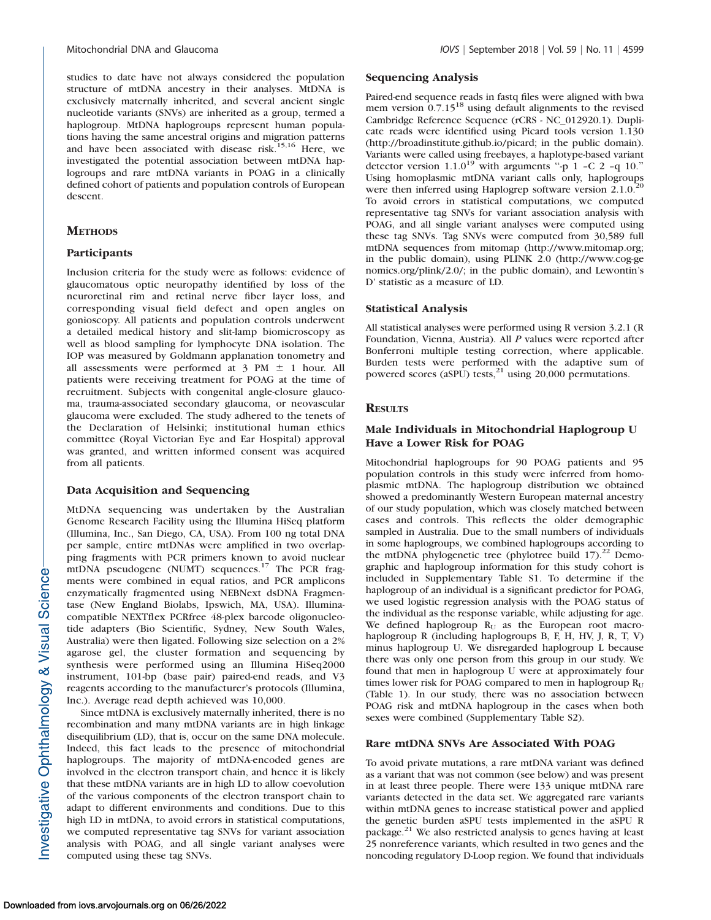studies to date have not always considered the population structure of mtDNA ancestry in their analyses. MtDNA is exclusively maternally inherited, and several ancient single nucleotide variants (SNVs) are inherited as a group, termed a haplogroup. MtDNA haplogroups represent human populations having the same ancestral origins and migration patterns and have been associated with disease risk.[15,16] Here, we investigated the potential association between mtDNA haplogroups and rare mtDNA variants in POAG in a clinically defined cohort of patients and population controls of European descent.

## Methods

### Participants

Inclusion criteria for the study were as follows: evidence of glaucomatous optic neuropathy identified by loss of the neuroretinal rim and retinal nerve fiber layer loss, and corresponding visual field defect and open angles on gonioscopy. All patients and population controls underwent a detailed medical history and slit-lamp biomicroscopy as well as blood sampling for lymphocyte DNA isolation. The IOP was measured by Goldmann applanation tonometry and all assessments were performed at 3 PM ± 1 hour. All patients were receiving treatment for POAG at the time of recruitment. Subjects with congenital angle-closure glaucoma, trauma-associated secondary glaucoma, or neovascular glaucoma were excluded. The study adhered to the tenets of the Declaration of Helsinki; institutional human ethics committee (Royal Victorian Eye and Ear Hospital) approval was granted, and written informed consent was acquired from all patients.

### Data Acquisition and Sequencing

MtDNA sequencing was undertaken by the Australian Genome Research Facility using the Illumina HiSeq platform (Illumina, Inc., San Diego, CA, USA). From 100 ng total DNA per sample, entire mtDNAs were amplified in two overlapping fragments with PCR primers known to avoid nuclear mtDNA pseudogene (NUMT) sequences.[17] The PCR fragments were combined in equal ratios, and PCR amplicons enzymatically fragmented using NEBNext dsDNA Fragmentase (New England Biolabs, Ipswich, MA, USA). Illumina-compatible NEXTflex PCRfree 48-plex barcode oligonucleotide adapters (Bio Scientific, Sydney, New South Wales, Australia) were then ligated. Following size selection on a 2% agarose gel, the cluster formation and sequencing by synthesis were performed using an Illumina HiSeq2000 instrument, 101-bp (base pair) paired-end reads, and V3 reagents according to the manufacturer's protocols (Illumina, Inc.). Average read depth achieved was 10,000.

Since mtDNA is exclusively maternally inherited, there is no recombination and many mtDNA variants are in high linkage disequilibrium (LD), that is, occur on the same DNA molecule. Indeed, this fact leads to the presence of mitochondrial haplogroups. The majority of mtDNA-encoded genes are involved in the electron transport chain, and hence it is likely that these mtDNA variants are in high LD to allow coevolution of the various components of the electron transport chain to adapt to different environments and conditions. Due to this high LD in mtDNA, to avoid errors in statistical computations, we computed representative tag SNVs for variant association analysis with POAG, and all single variant analyses were computed using these tag SNVs.

### Sequencing Analysis

Paired-end sequence reads in fastq files were aligned with bwa mem version 0.7.15[18] using default alignments to the revised Cambridge Reference Sequence (rCRS - NC_012920.1). Duplicate reads were identified using Picard tools version 1.130 (http://broadinstitute.github.io/picard; in the public domain). Variants were called using freebayes, a haplotype-based variant detector version 1.1.0[19] with arguments "-p 1 –C 2 –q 10." Using homoplasmic mtDNA variant calls only, haplogroups were then inferred using Haplogrep software version 2.1.0.[20] To avoid errors in statistical computations, we computed representative tag SNVs for variant association analysis with POAG, and all single variant analyses were computed using these tag SNVs. Tag SNVs were computed from 30,589 full mtDNA sequences from mitomap (http://www.mitomap.org; in the public domain), using PLINK 2.0 (http://www.cog-genomics.org/plink/2.0/; in the public domain), and Lewontin's D' statistic as a measure of LD.

### Statistical Analysis

All statistical analyses were performed using R version 3.2.1 (R Foundation, Vienna, Austria). All *P* values were reported after Bonferroni multiple testing correction, where applicable. Burden tests were performed with the adaptive sum of powered scores (aSPU) tests,[21] using 20,000 permutations.

## Results

### Male Individuals in Mitochondrial Haplogroup U Have a Lower Risk for POAG

Mitochondrial haplogroups for 90 POAG patients and 95 population controls in this study were inferred from homoplasmic mtDNA. The haplogroup distribution we obtained showed a predominantly Western European maternal ancestry of our study population, which was closely matched between cases and controls. This reflects the older demographic sampled in Australia. Due to the small numbers of individuals in some haplogroups, we combined haplogroups according to the mtDNA phylogenetic tree (phylotree build 17).[22] Demographic and haplogroup information for this study cohort is included in Supplementary Table S1. To determine if the haplogroup of an individual is a significant predictor for POAG, we used logistic regression analysis with the POAG status of the individual as the response variable, while adjusting for age. We defined haplogroup $R_U$ as the European root macrohaplogroup R (including haplogroups B, F, H, HV, J, R, T, V) minus haplogroup U. We disregarded haplogroup L because there was only one person from this group in our study. We found that men in haplogroup U were at approximately four times lower risk for POAG compared to men in haplogroup $R_U$ (Table 1). In our study, there was no association between POAG risk and mtDNA haplogroup in the cases when both sexes were combined (Supplementary Table S2).

### Rare mtDNA SNVs Are Associated With POAG

To avoid private mutations, a rare mtDNA variant was defined as a variant that was not common (see below) and was present in at least three people. There were 133 unique mtDNA rare variants detected in the data set. We aggregated rare variants within mtDNA genes to increase statistical power and applied the genetic burden aSPU tests implemented in the aSPU R package.[21] We also restricted analysis to genes having at least 25 nonreference variants, which resulted in two genes and the noncoding regulatory D-Loop region. We found that individuals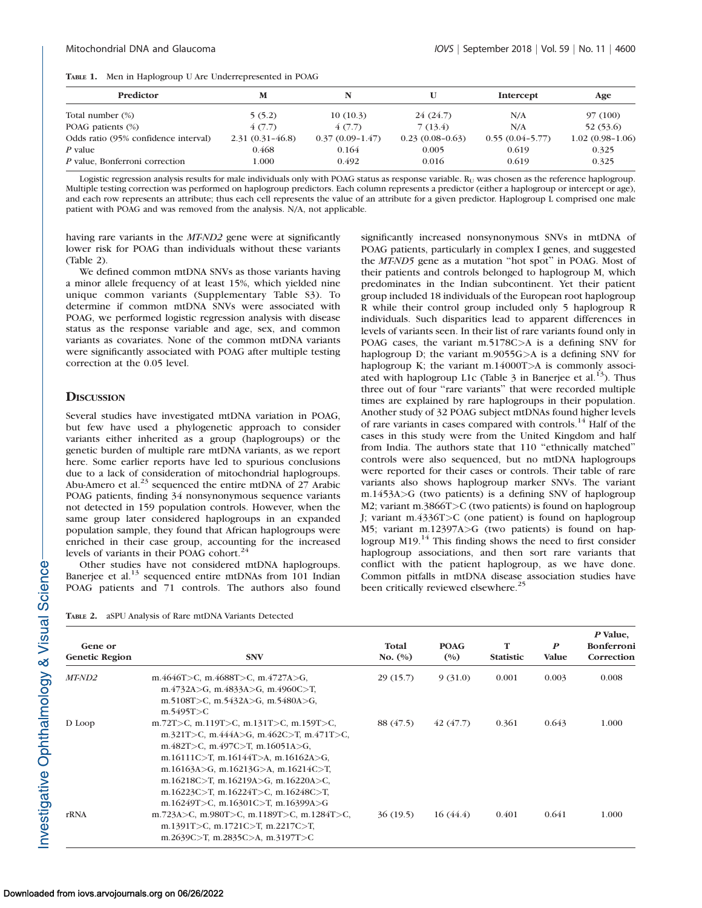**Table 1.** Men in Haplogroup U Are Underrepresented in POAG

| Predictor | M | N | U | Intercept | Age |
|---|---|---|---|---|---|
| Total number (%) | 5 (5.2) | 10 (10.3) | 24 (24.7) | N/A | 97 (100) |
| POAG patients (%) | 4 (7.7) | 4 (7.7) | 7 (13.4) | N/A | 52 (53.6) |
| Odds ratio (95% confidence interval) | 2.31 (0.31–46.8) | 0.37 (0.09–1.47) | 0.23 (0.08–0.63) | 0.55 (0.04–5.77) | 1.02 (0.98–1.06) |
| P value | 0.468 | 0.164 | 0.005 | 0.619 | 0.325 |
| P value, Bonferroni correction | 1.000 | 0.492 | 0.016 | 0.619 | 0.325 |

Logistic regression analysis results for male individuals only with POAG status as response variable. $R_U$ was chosen as the reference haplogroup. Multiple testing correction was performed on haplogroup predictors. Each column represents a predictor (either a haplogroup or intercept or age), and each row represents an attribute; thus each cell represents the value of an attribute for a given predictor. Haplogroup L comprised one male patient with POAG and was removed from the analysis. N/A, not applicable.

having rare variants in the *MT-ND2* gene were at significantly lower risk for POAG than individuals without these variants (Table 2).

We defined common mtDNA SNVs as those variants having a minor allele frequency of at least 15%, which yielded nine unique common variants (Supplementary Table S3). To determine if common mtDNA SNVs were associated with POAG, we performed logistic regression analysis with disease status as the response variable and age, sex, and common variants as covariates. None of the common mtDNA variants were significantly associated with POAG after multiple testing correction at the 0.05 level.

## Discussion

Several studies have investigated mtDNA variation in POAG, but few have used a phylogenetic approach to consider variants either inherited as a group (haplogroups) or the genetic burden of multiple rare mtDNA variants, as we report here. Some earlier reports have led to spurious conclusions due to a lack of consideration of mitochondrial haplogroups. Abu-Amero et al.[23] sequenced the entire mtDNA of 27 Arabic POAG patients, finding 34 nonsynonymous sequence variants not detected in 159 population controls. However, when the same group later considered haplogroups in an expanded population sample, they found that African haplogroups were enriched in their case group, accounting for the increased levels of variants in their POAG cohort.[24]

Other studies have not considered mtDNA haplogroups. Banerjee et al.[13] sequenced entire mtDNAs from 101 Indian POAG patients and 71 controls. The authors also found significantly increased nonsynonymous SNVs in mtDNA of POAG patients, particularly in complex I genes, and suggested the *MT-ND5* gene as a mutation "hot spot" in POAG. Most of their patients and controls belonged to haplogroup M, which predominates in the Indian subcontinent. Yet their patient group included 18 individuals of the European root haplogroup R while their control group included only 5 haplogroup R individuals. Such disparities lead to apparent differences in levels of variants seen. In their list of rare variants found only in POAG cases, the variant m.5178C>A is a defining SNV for haplogroup D; the variant m.9055G>A is a defining SNV for haplogroup K; the variant m.14000T>A is commonly associated with haplogroup L1c (Table 3 in Banerjee et al.[13]). Thus three out of four "rare variants" that were recorded multiple times are explained by rare haplogroups in their population. Another study of 32 POAG subject mtDNAs found higher levels of rare variants in cases compared with controls.[14] Half of the cases in this study were from the United Kingdom and half from India. The authors state that 110 "ethnically matched" controls were also sequenced, but no mtDNA haplogroups were reported for their cases or controls. Their table of rare variants also shows haplogroup marker SNVs. The variant m.1453A>G (two patients) is a defining SNV of haplogroup M2; variant m.3866T>C (two patients) is found on haplogroup J; variant m.4336T>C (one patient) is found on haplogroup M5; variant m.12397A>G (two patients) is found on haplogroup M19.[14] This finding shows the need to first consider haplogroup associations, and then sort rare variants that conflict with the patient haplogroup, as we have done. Common pitfalls in mtDNA disease association studies have been critically reviewed elsewhere.[25]

**Table 2.** aSPU Analysis of Rare mtDNA Variants Detected

| Gene or Genetic Region | SNV | Total No. (%) | POAG (%) | T Statistic | P Value | P Value, Bonferroni Correction |
|---|---|---|---|---|---|---|
| *MT-ND2* | m.4646T>C, m.4688T>C, m.4727A>G, m.4732A>G, m.4833A>G, m.4960C>T, m.5108T>C, m.5432A>G, m.5480A>G, m.5495T>C | 29 (15.7) | 9 (31.0) | 0.001 | 0.003 | 0.008 |
| D Loop | m.72T>C, m.119T>C, m.131T>C, m.159T>C, m.321T>C, m.444A>G, m.462C>T, m.471T>C, m.482T>C, m.497C>T, m.16051A>G, m.16111C>T, m.16144T>A, m.16162A>G, m.16163A>G, m.16213G>A, m.16214C>T, m.16218C>T, m.16219A>G, m.16220A>C, m.16223C>T, m.16224T>C, m.16248C>T, m.16249T>C, m.16301C>T, m.16399A>G | 88 (47.5) | 42 (47.7) | 0.361 | 0.643 | 1.000 |
| rRNA | m.723A>C, m.980T>C, m.1189T>C, m.1284T>C, m.1391T>C, m.1721C>T, m.2217C>T, m.2639C>T, m.2835C>A, m.3197T>C | 36 (19.5) | 16 (44.4) | 0.401 | 0.641 | 1.000 |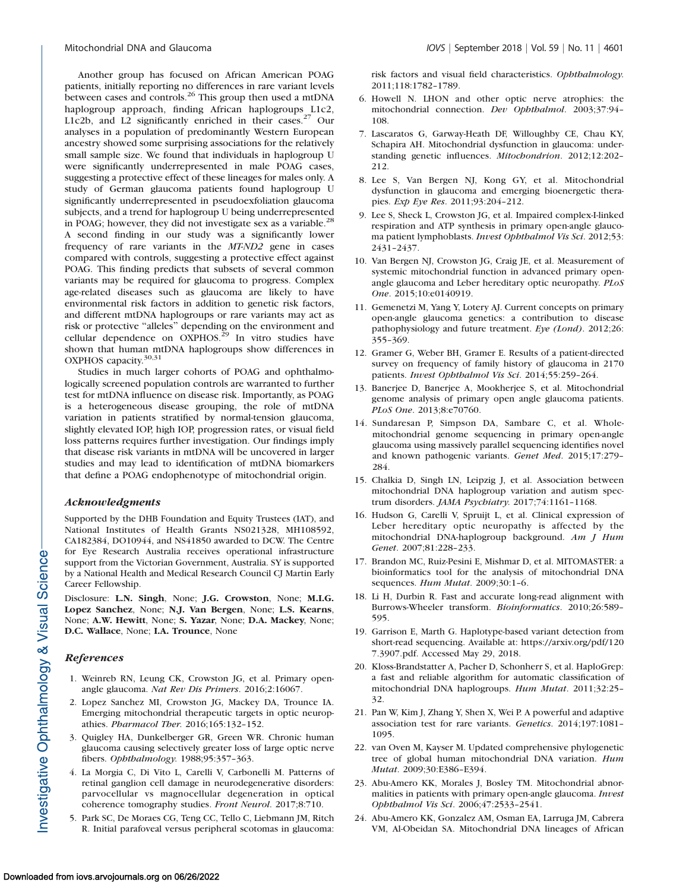Another group has focused on African American POAG patients, initially reporting no differences in rare variant levels between cases and controls.[26] This group then used a mtDNA haplogroup approach, finding African haplogroups L1c2, L1c2b, and L2 significantly enriched in their cases.[27] Our analyses in a population of predominantly Western European ancestry showed some surprising associations for the relatively small sample size. We found that individuals in haplogroup U were significantly underrepresented in male POAG cases, suggesting a protective effect of these lineages for males only. A study of German glaucoma patients found haplogroup U significantly underrepresented in pseudoexfoliation glaucoma subjects, and a trend for haplogroup U being underrepresented in POAG; however, they did not investigate sex as a variable.[28] A second finding in our study was a significantly lower frequency of rare variants in the *MT-ND2* gene in cases compared with controls, suggesting a protective effect against POAG. This finding predicts that subsets of several common variants may be required for glaucoma to progress. Complex age-related diseases such as glaucoma are likely to have environmental risk factors in addition to genetic risk factors, and different mtDNA haplogroups or rare variants may act as risk or protective "alleles" depending on the environment and cellular dependence on OXPHOS.[29] In vitro studies have shown that human mtDNA haplogroups show differences in OXPHOS capacity.[30,31]

Studies in much larger cohorts of POAG and ophthalmologically screened population controls are warranted to further test for mtDNA influence on disease risk. Importantly, as POAG is a heterogeneous disease grouping, the role of mtDNA variation in patients stratified by normal-tension glaucoma, slightly elevated IOP, high IOP, progression rates, or visual field loss patterns requires further investigation. Our findings imply that disease risk variants in mtDNA will be uncovered in larger studies and may lead to identification of mtDNA biomarkers that define a POAG endophenotype of mitochondrial origin.

## *Acknowledgments*

Supported by the DHB Foundation and Equity Trustees (IAT), and National Institutes of Health Grants NS021328, MH108592, CA182384, DO10944, and NS41850 awarded to DCW. The Centre for Eye Research Australia receives operational infrastructure support from the Victorian Government, Australia. SY is supported by a National Health and Medical Research Council CJ Martin Early Career Fellowship.

Disclosure: **L.N. Singh**, None; **J.G. Crowston**, None; **M.I.G. Lopez Sanchez**, None; **N.J. Van Bergen**, None; **L.S. Kearns**, None; **A.W. Hewitt**, None; **S. Yazar**, None; **D.A. Mackey**, None; **D.C. Wallace**, None; **I.A. Trounce**, None

## *References*

1. Weinreb RN, Leung CK, Crowston JG, et al. Primary open-angle glaucoma. *Nat Rev Dis Primers*. 2016;2:16067.
2. Lopez Sanchez MI, Crowston JG, Mackey DA, Trounce IA. Emerging mitochondrial therapeutic targets in optic neuropathies. *Pharmacol Ther*. 2016;165:132–152.
3. Quigley HA, Dunkelberger GR, Green WR. Chronic human glaucoma causing selectively greater loss of large optic nerve fibers. *Ophthalmology*. 1988;95:357–363.
4. La Morgia C, Di Vito L, Carelli V, Carbonelli M. Patterns of retinal ganglion cell damage in neurodegenerative disorders: parvocellular vs magnocellular degeneration in optical coherence tomography studies. *Front Neurol*. 2017;8:710.
5. Park SC, De Moraes CG, Teng CC, Tello C, Liebmann JM, Ritch R. Initial parafoveal versus peripheral scotomas in glaucoma: risk factors and visual field characteristics. *Ophthalmology*. 2011;118:1782–1789.
6. Howell N. LHON and other optic nerve atrophies: the mitochondrial connection. *Dev Ophthalmol*. 2003;37:94–108.
7. Lascaratos G, Garway-Heath DF, Willoughby CE, Chau KY, Schapira AH. Mitochondrial dysfunction in glaucoma: understanding genetic influences. *Mitochondrion*. 2012;12:202–212.
8. Lee S, Van Bergen NJ, Kong GY, et al. Mitochondrial dysfunction in glaucoma and emerging bioenergetic therapies. *Exp Eye Res*. 2011;93:204–212.
9. Lee S, Sheck L, Crowston JG, et al. Impaired complex-I-linked respiration and ATP synthesis in primary open-angle glaucoma patient lymphoblasts. *Invest Ophthalmol Vis Sci*. 2012;53:2431–2437.
10. Van Bergen NJ, Crowston JG, Craig JE, et al. Measurement of systemic mitochondrial function in advanced primary open-angle glaucoma and Leber hereditary optic neuropathy. *PLoS One*. 2015;10:e0140919.
11. Gemenetzi M, Yang Y, Lotery AJ. Current concepts on primary open-angle glaucoma genetics: a contribution to disease pathophysiology and future treatment. *Eye (Lond)*. 2012;26:355–369.
12. Gramer G, Weber BH, Gramer E. Results of a patient-directed survey on frequency of family history of glaucoma in 2170 patients. *Invest Ophthalmol Vis Sci*. 2014;55:259–264.
13. Banerjee D, Banerjee A, Mookherjee S, et al. Mitochondrial genome analysis of primary open angle glaucoma patients. *PLoS One*. 2013;8:e70760.
14. Sundaresan P, Simpson DA, Sambare C, et al. Whole-mitochondrial genome sequencing in primary open-angle glaucoma using massively parallel sequencing identifies novel and known pathogenic variants. *Genet Med*. 2015;17:279–284.
15. Chalkia D, Singh LN, Leipzig J, et al. Association between mitochondrial DNA haplogroup variation and autism spectrum disorders. *JAMA Psychiatry*. 2017;74:1161–1168.
16. Hudson G, Carelli V, Spruijt L, et al. Clinical expression of Leber hereditary optic neuropathy is affected by the mitochondrial DNA-haplogroup background. *Am J Hum Genet*. 2007;81:228–233.
17. Brandon MC, Ruiz-Pesini E, Mishmar D, et al. MITOMASTER: a bioinformatics tool for the analysis of mitochondrial DNA sequences. *Hum Mutat*. 2009;30:1–6.
18. Li H, Durbin R. Fast and accurate long-read alignment with Burrows-Wheeler transform. *Bioinformatics*. 2010;26:589–595.
19. Garrison E, Marth G. Haplotype-based variant detection from short-read sequencing. Available at: https://arxiv.org/pdf/1207.3907.pdf. Accessed May 29, 2018.
20. Kloss-Brandstatter A, Pacher D, Schonherr S, et al. HaploGrep: a fast and reliable algorithm for automatic classification of mitochondrial DNA haplogroups. *Hum Mutat*. 2011;32:25–32.
21. Pan W, Kim J, Zhang Y, Shen X, Wei P. A powerful and adaptive association test for rare variants. *Genetics*. 2014;197:1081–1095.
22. van Oven M, Kayser M. Updated comprehensive phylogenetic tree of global human mitochondrial DNA variation. *Hum Mutat*. 2009;30:E386–E394.
23. Abu-Amero KK, Morales J, Bosley TM. Mitochondrial abnormalities in patients with primary open-angle glaucoma. *Invest Ophthalmol Vis Sci*. 2006;47:2533–2541.
24. Abu-Amero KK, Gonzalez AM, Osman EA, Larruga JM, Cabrera VM, Al-Obeidan SA. Mitochondrial DNA lineages of African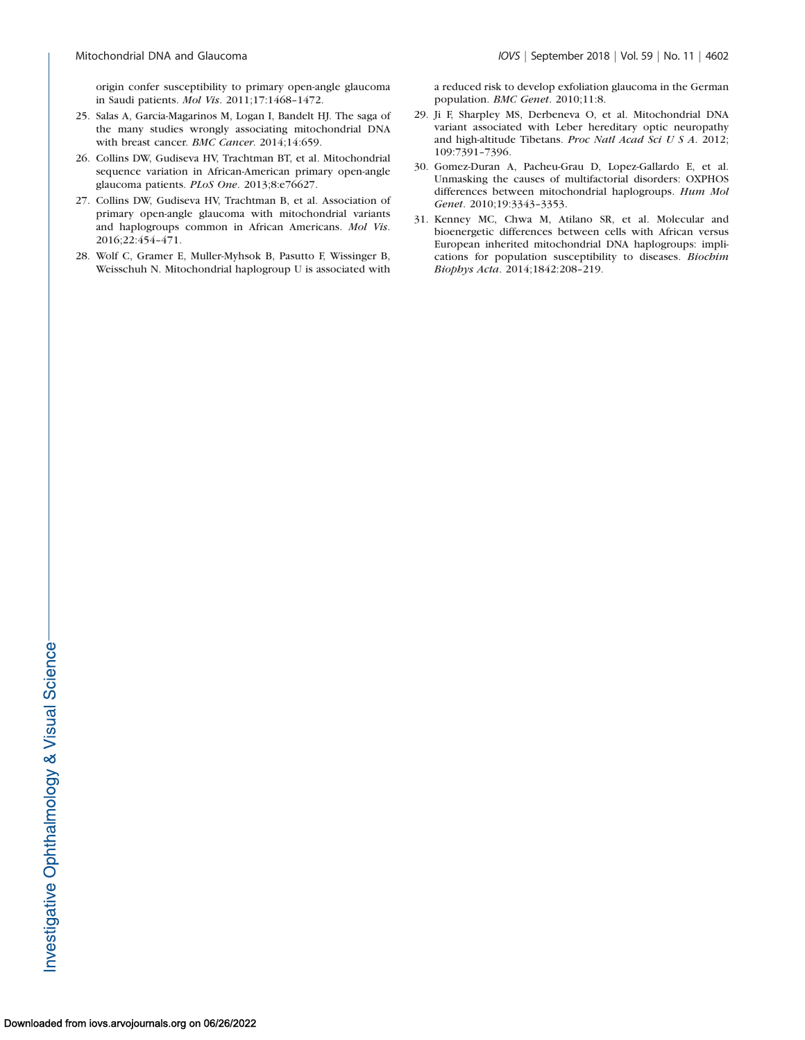origin confer susceptibility to primary open-angle glaucoma in Saudi patients. *Mol Vis*. 2011;17:1468–1472.

25. Salas A, Garcia-Magarinos M, Logan I, Bandelt HJ. The saga of the many studies wrongly associating mitochondrial DNA with breast cancer. *BMC Cancer*. 2014;14:659.
26. Collins DW, Gudiseva HV, Trachtman BT, et al. Mitochondrial sequence variation in African-American primary open-angle glaucoma patients. *PLoS One*. 2013;8:e76627.
27. Collins DW, Gudiseva HV, Trachtman B, et al. Association of primary open-angle glaucoma with mitochondrial variants and haplogroups common in African Americans. *Mol Vis*. 2016;22:454–471.
28. Wolf C, Gramer E, Muller-Myhsok B, Pasutto F, Wissinger B, Weisschuh N. Mitochondrial haplogroup U is associated with a reduced risk to develop exfoliation glaucoma in the German population. *BMC Genet*. 2010;11:8.
29. Ji F, Sharpley MS, Derbeneva O, et al. Mitochondrial DNA variant associated with Leber hereditary optic neuropathy and high-altitude Tibetans. *Proc Natl Acad Sci U S A*. 2012; 109:7391–7396.
30. Gomez-Duran A, Pacheu-Grau D, Lopez-Gallardo E, et al. Unmasking the causes of multifactorial disorders: OXPHOS differences between mitochondrial haplogroups. *Hum Mol Genet*. 2010;19:3343–3353.
31. Kenney MC, Chwa M, Atilano SR, et al. Molecular and bioenergetic differences between cells with African versus European inherited mitochondrial DNA haplogroups: implications for population susceptibility to diseases. *Biochim Biophys Acta*. 2014;1842:208–219.